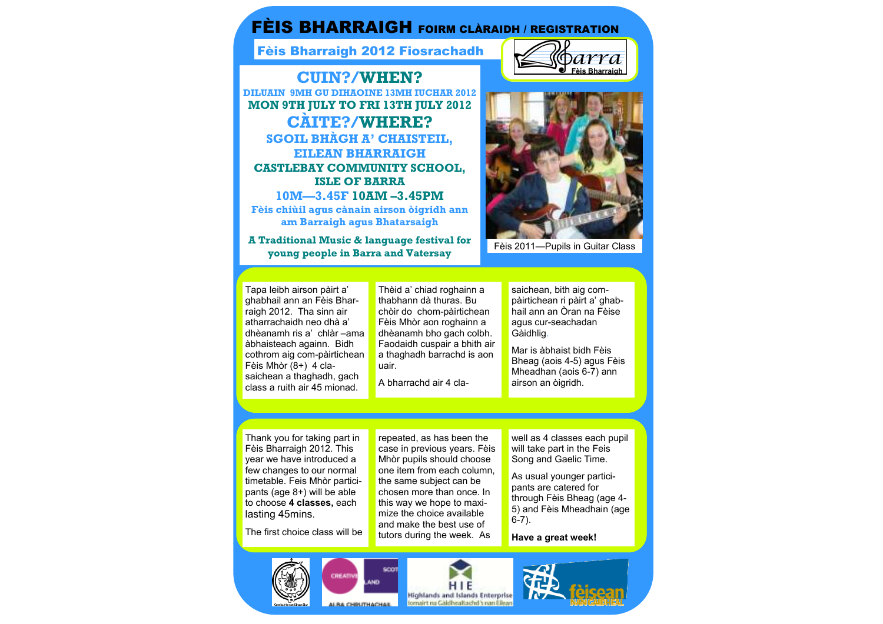# FÈIS BHARRAIGH FOIRM CLÀRAIDH / REGISTRATION

## Fèis Bharraigh 2012 Fiosrachadh

### CUIN?/WHEN?

**DILUAIN 9MH GU DIHAOINE 13MH IUCHAR 2012**

**MON 9TH JULY TO FRI 13TH JULY 2012**

### CÀITE?/WHERE?

**SGOIL BHÀGH A' CHAISTEIL, EILEAN BHARRAIGH**

**CASTLEBAY COMMUNITY SCHOOL, ISLE OF BARRA**

**10M—3.45F 10AM –3.45PM**

**Fèis chiùil agus cànain airson òigridh ann am Barraigh agus Bhatarsaigh**

**A Traditional Music & language festival for young people in Barra and Vatersay**

Fèis 2011—Pupils in Guitar Class

Tapa leibh airson pàirt a' ghabhail ann an Fèis Bharraigh 2012. Tha sinn air atharrachaidh neo dhà a' dhèanamh ris a' chlàr –ama àbhaisteach againn. Bidh cothrom aig com-pàirtichean Fèis Mhòr (8+) 4 clasaichean a thaghadh, gach class a ruith air 45 mionad.

Thèid a' chiad roghainn a thabhann dà thuras. Bu chòir do chom-pàirtichean Fèis Mhòr aon roghainn a dhèanamh bho gach colbh. Faodaidh cuspair a bhith air a thaghadh barrachd is aon uair.

A bharrachd air 4 clasaichean, bith aig com-pàirtichean ri pàirt a' ghabhail ann an Òran na Fèise agus cur-seachadan Gàidhlig.

Mar is àbhaist bidh Fèis Bheag (aois 4-5) agus Fèis Mheadhan (aois 6-7) ann airson an òigridh.

Thank you for taking part in Fèis Bharraigh 2012. This year we have introduced a few changes to our normal timetable. Feis Mhòr participants (age 8+) will be able to choose **4 classes,** each lasting 45mins.

The first choice class will be repeated, as has been the case in previous years. Fèis Mhòr pupils should choose one item from each column, the same subject can be chosen more than once. In this way we hope to maximize the choice available and make the best use of tutors during the week. As well as 4 classes each pupil will take part in the Feis Song and Gaelic Time.

As usual younger participants are catered for through Fèis Bheag (age 4-5) and Fèis Mheadhain (age 6-7).

**Have a great week!**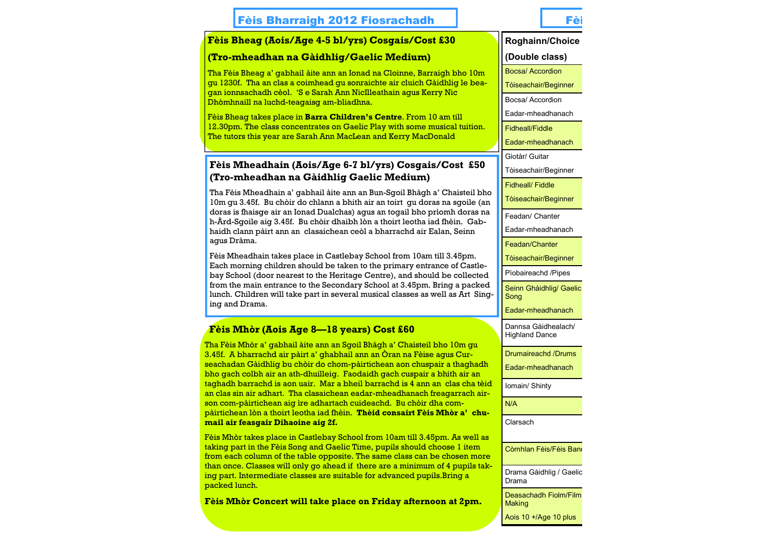# Fèis Bharraigh 2012 Fiosrachadh

## Fèis Bheag (Aois/Age 4-5 bl/yrs) Cosgais/Cost £30

## (Tro-mheadhan na Gàidhlig/Gaelic Medium)

Tha Fèis Bheag a' gabhail àite ann an Ionad na Cloinne, Barraigh bho 10m gu 1230f. Tha an clas a coimhead gu sonraichte air cluich Gàidhlig le beagan ionnsachadh cèol. 'S e Sarah Ann NicIlleathain agus Kerry Nic Dhòmhnaill na luchd-teagaisg am-bliadhna.

Fèis Bheag takes place in **Barra Children's Centre**. From 10 am till 12.30pm. The class concentrates on Gaelic Play with some musical tuition. The tutors this year are Sarah Ann MacLean and Kerry MacDonald

## Fèis Mheadhain (Aois/Age 6-7 bl/yrs) Cosgais/Cost £50 (Tro-mheadhan na Gàidhlig Gaelic Medium)

Tha Fèis Mheadhain a' gabhail àite ann an Bun-Sgoil Bhàgh a' Chaisteil bho 10m gu 3.45f. Bu chòir do chlann a bhith air an toirt gu doras na sgoile (an doras is fhaisge air an Ionad Dualchas) agus an togail bho prìomh doras na h-Àrd-Sgoile aig 3.45f. Bu chòir dhaibh lòn a thoirt leotha iad fhèin. Gabhaidh clann pàirt ann an clasaichean ceòl a bharrachd air Ealan, Seinn agus Dràma.

Fèis Mheadhain takes place in Castlebay School from 10am till 3.45pm. Each morning children should be taken to the primary entrance of Castlebay School (door nearest to the Heritage Centre), and should be collected from the main entrance to the Secondary School at 3.45pm. Bring a packed lunch. Children will take part in several musical classes as well as Art Singing and Drama.

## Fèis Mhòr (Aois Age 8—18 years) Cost £60

Tha Fèis Mhòr a' gabhail àite ann an Sgoil Bhàgh a' Chaisteil bho 10m gu 3.45f. A bharrachd air pàirt a' ghabhail ann an Òran na Fèise agus Curseachadan Gàidhlig bu chòir do chom-pàirtichean aon chuspair a thaghadh bho gach colbh air an ath-dhuilleig. Faodaidh gach cuspair a bhith air an taghadh barrachd is aon uair. Mar a bheil barrachd is 4 ann an clas cha tèid an clas sin air adhart. Tha clasaichean eadar-mheadhanach freagarrach airson com-pàirtichean aig ìre adhartach cuideachd. Bu chòir dha compàirtichean lòn a thoirt leotha iad fhèin. **Thèid consairt Fèis Mhòr a' chumail air feasgair Dihaoine aig 2f.**

Fèis Mhòr takes place in Castlebay School from 10am till 3.45pm. As well as taking part in the Fèis Song and Gaelic Time, pupils should choose 1 item from each column of the table opposite. The same class can be chosen more than once. Classes will only go ahead if there are a minimum of 4 pupils taking part. Intermediate classes are suitable for advanced pupils.Bring a packed lunch.

**Fèis Mhòr Concert will take place on Friday afternoon at 2pm.**

| Roghainn/Choice (Double class) |
|---|
| Bocsa/ Accordion Tòiseachair/Beginner |
| Bocsa/ Accordion Eadar-mheadhanach |
| Fidheall/Fiddle Eadar-mheadhanach |
| Giotàr/ Guitar Tòiseachair/Beginner |
| Fidheall/ Fiddle Tòiseachair/Beginner |
| Feadan/ Chanter Eadar-mheadhanach |
| Feadan/Chanter Tòiseachair/Beginner |
| Pìobaireachd /Pipes |
| Seinn Ghàidhlig/ Gaelic Song Eadar-mheadhanach |
| Dannsa Gàidhealach/ Highland Dance |
| Drumaireachd /Drums Eadar-mheadhanach |
| Iomain/ Shinty |
| N/A |
| Clarsach |
| Còmhlan Fèis/Fèis Band |
| Drama Gàidhlig / Gaelic Drama |
| Deasachadh Fiolm/Film Making Aois 10 +/Age 10 plus |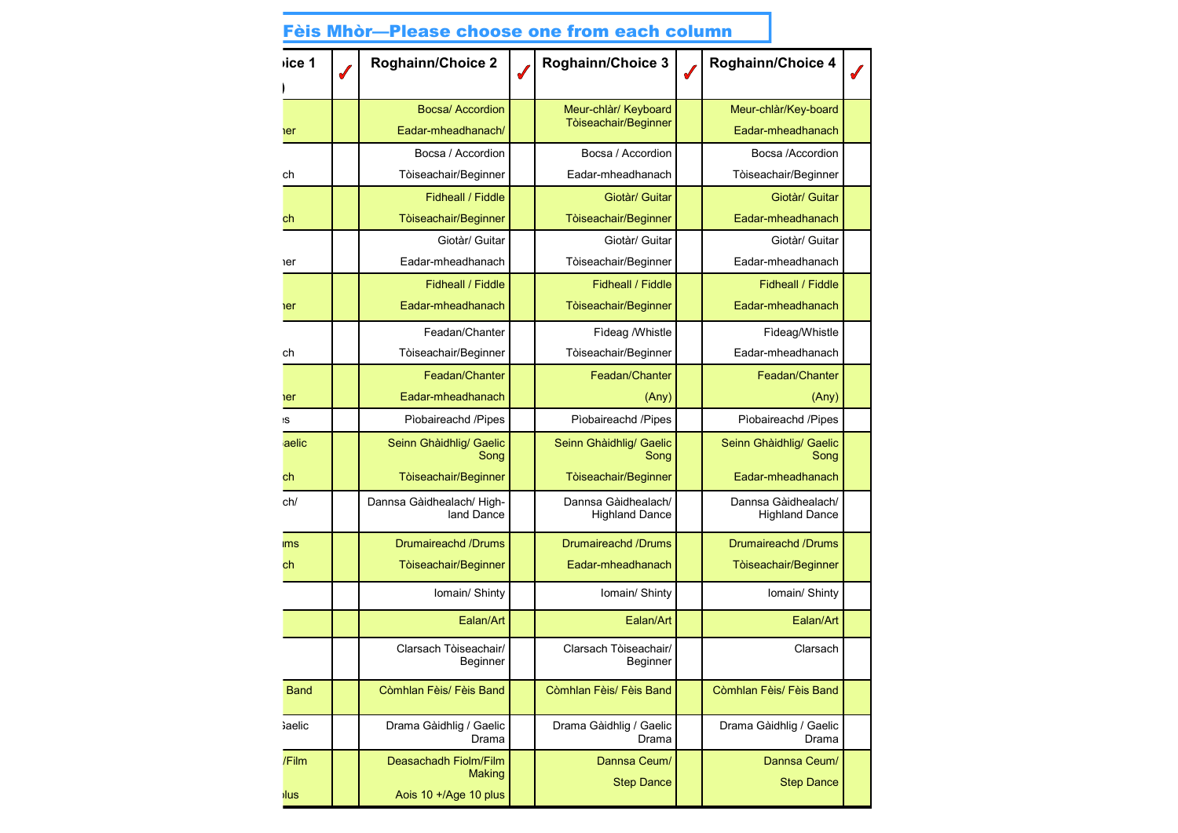## Fèis Mhòr—Please choose one from each column

| ...oice 1 ...) | ✓ | Roghainn/Choice 2 | ✓ | Roghainn/Choice 3 | ✓ | Roghainn/Choice 4 | ✓ |
|---|---|---|---|---|---|---|---|
| ...ner | | Bocsa/ Accordion Eadar-mheadhanach/ | | Meur-chlàr/ Keyboard Tòiseachair/Beginner | | Meur-chlàr/Key-board Eadar-mheadhanach | |
| ...ch | | Bocsa / Accordion Tòiseachair/Beginner | | Bocsa / Accordion Eadar-mheadhanach | | Bocsa /Accordion Tòiseachair/Beginner | |
| ...ch | | Fidheall / Fiddle Tòiseachair/Beginner | | Giotàr/ Guitar Tòiseachair/Beginner | | Giotàr/ Guitar Eadar-mheadhanach | |
| ...ner | | Giotàr/ Guitar Eadar-mheadhanach | | Giotàr/ Guitar Tòiseachair/Beginner | | Giotàr/ Guitar Eadar-mheadhanach | |
| ...ner | | Fidheall / Fiddle Eadar-mheadhanach | | Fidheall / Fiddle Tòiseachair/Beginner | | Fidheall / Fiddle Eadar-mheadhanach | |
| ...ch | | Feadan/Chanter Tòiseachair/Beginner | | Fìdeag /Whistle Tòiseachair/Beginner | | Fìdeag/Whistle Eadar-mheadhanach | |
| ...ner | | Feadan/Chanter Eadar-mheadhanach | | Feadan/Chanter (Any) | | Feadan/Chanter (Any) | |
| ...es | | Pìobaireachd /Pipes | | Pìobaireachd /Pipes | | Pìobaireachd /Pipes | |
| ...aelic ...ch | | Seinn Ghàidhlig/ Gaelic Song Tòiseachair/Beginner | | Seinn Ghàidhlig/ Gaelic Song Tòiseachair/Beginner | | Seinn Ghàidhlig/ Gaelic Song Eadar-mheadhanach | |
| ...ch/ | | Dannsa Gàidhealach/ High-land Dance | | Dannsa Gàidhealach/ Highland Dance | | Dannsa Gàidhealach/ Highland Dance | |
| ...ums ...ch | | Drumaireachd /Drums Tòiseachair/Beginner | | Drumaireachd /Drums Eadar-mheadhanach | | Drumaireachd /Drums Tòiseachair/Beginner | |
| | | Iomain/ Shinty | | Iomain/ Shinty | | Iomain/ Shinty | |
| | | Ealan/Art | | Ealan/Art | | Ealan/Art | |
| | | Clarsach Tòiseachair/ Beginner | | Clarsach Tòiseachair/ Beginner | | Clarsach | |
| ... Band | | Còmhlan Fèis/ Fèis Band | | Còmhlan Fèis/ Fèis Band | | Còmhlan Fèis/ Fèis Band | |
| ...Gaelic | | Drama Gàidhlig / Gaelic Drama | | Drama Gàidhlig / Gaelic Drama | | Drama Gàidhlig / Gaelic Drama | |
| .../Film ...plus | | Deasachadh Fiolm/Film Making Aois 10 +/Age 10 plus | | Dannsa Ceum/ Step Dance | | Dannsa Ceum/ Step Dance | |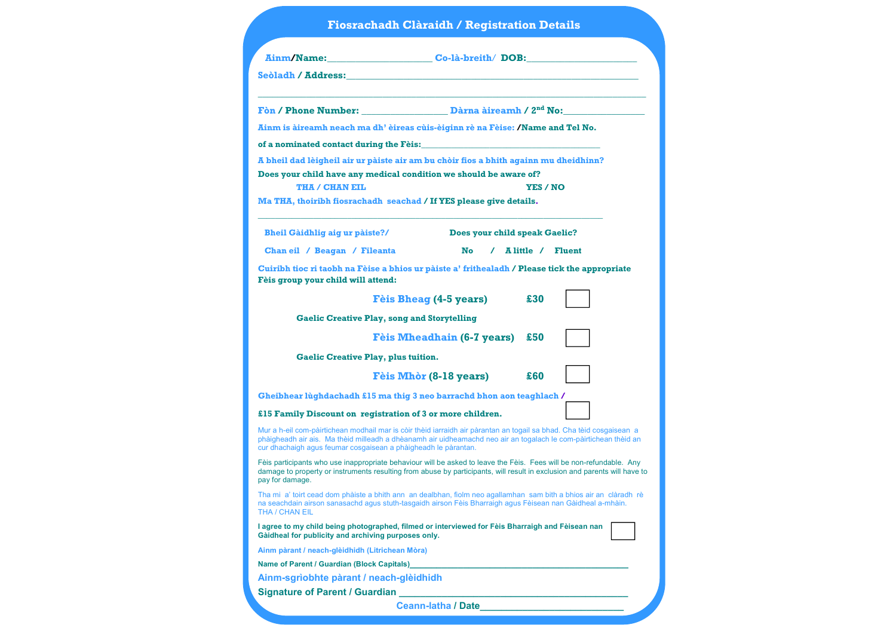## Fiosrachadh Clàraidh / Registration Details

**Ainm/Name:**______________________ **Co-là-breith/ DOB:**______________________

**Seòladh / Address:**____________________________________________________________

__________________________________________________________________________________

**Fòn / Phone Number:** _________________ **Dàrna àireamh / 2nd No:**________________

**Ainm is àireamh neach ma dh' èireas cùis-èiginn rè na Fèise: /Name and Tel No. of a nominated contact during the Fèis:**______________________________________

**A bheil dad lèigheil air ur pàiste air am bu chòir fios a bhith againn mu dheidhinn?**

**Does your child have any medical condition we should be aware of?**

**THA / CHAN EIL** **YES / NO**

**Ma THA, thoiribh fiosrachadh seachad / If YES please give details.**

__________________________________________________________________________

**Bheil Gàidhlig aig ur pàiste?/** **Does your child speak Gaelic?**

**Chan eil / Beagan / Fileanta** **No / A little / Fluent**

**Cuiribh tioc ri taobh na Fèise a bhios ur pàiste a' frithealadh / Please tick the appropriate Fèis group your child will attend:**

**Fèis Bheag (4-5 years)** **£30** ☐

**Gaelic Creative Play, song and Storytelling**

**Fèis Mheadhain (6-7 years)** **£50** ☐

**Gaelic Creative Play, plus tuition.**

**Fèis Mhòr (8-18 years)** **£60** ☐

**Gheibhear lùghdachadh £15 ma thig 3 neo barrachd bhon aon teaghlach /**

**£15 Family Discount on registration of 3 or more children.** ☐

Mur a h-eil com-pàirtichean modhail mar is còir thèid iarraidh air pàrantan an togail sa bhad. Cha tèid cosgaisean a phàigheadh air ais. Ma thèid milleadh a dhèanamh air uidheamachd neo air an togalach le com-pàirtichean thèid an cur dhachaigh agus feumar cosgaisean a phàigheadh le pàrantan.

Fèis participants who use inappropriate behaviour will be asked to leave the Fèis. Fees will be non-refundable. Any damage to property or instruments resulting from abuse by participants, will result in exclusion and parents will have to pay for damage.

Tha mi a' toirt cead dom phàiste a bhith ann an dealbhan, fiolm neo agallamhan sam bith a bhios air an clàradh rè na seachdain airson sanasachd agus stuth-tasgaidh airson Fèis Bharraigh agus Fèisean nan Gàidheal a-mhàin.
THA / CHAN EIL

**I agree to my child being photographed, filmed or interviewed for Fèis Bharraigh and Fèisean nan Gàidheal for publicity and archiving purposes only.** ☐

**Ainm pàrant / neach-glèidhidh (Litrichean Mòra)**

**Name of Parent / Guardian (Block Capitals)**____________________________________________

**Ainm-sgrìobhte pàrant / neach-glèidhidh**

**Signature of Parent / Guardian** ____________________________________________

**Ceann-latha / Date**___________________________